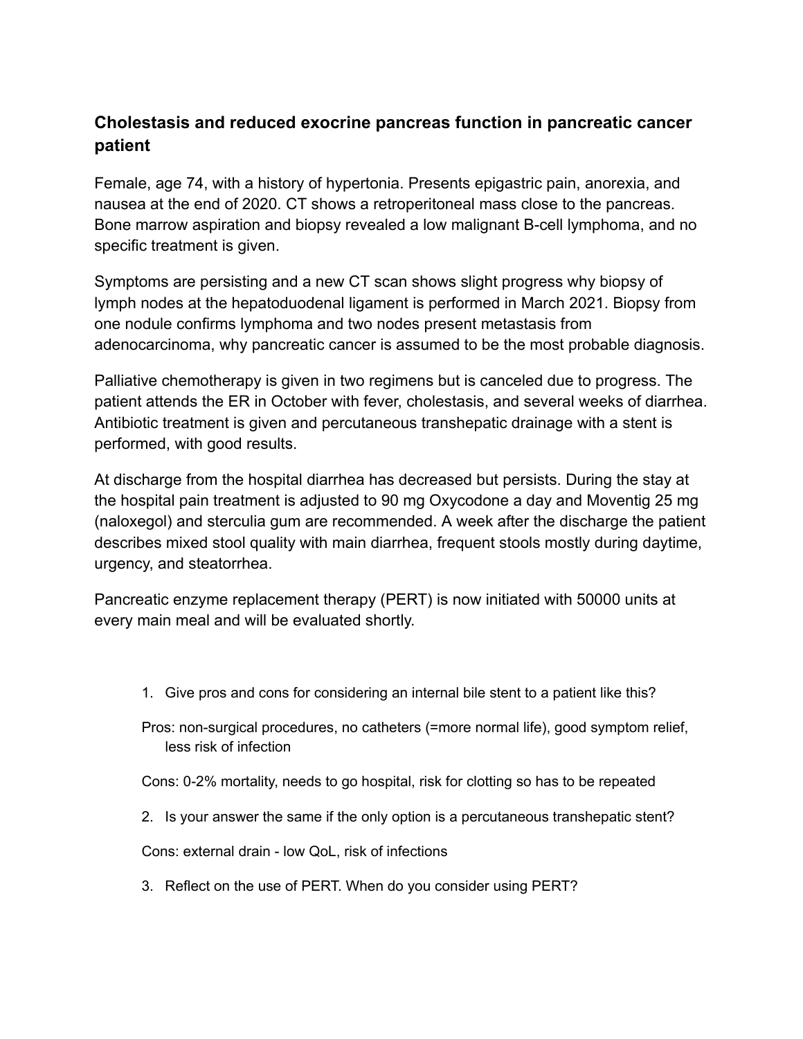## Cholestasis and reduced exocrine pancreas function in pancreatic cancer patient

Female, age 74, with a history of hypertonia. Presents epigastric pain, anorexia, and nausea at the end of 2020. CT shows a retroperitoneal mass close to the pancreas. Bone marrow aspiration and biopsy revealed a low malignant B-cell lymphoma, and no specific treatment is given.

Symptoms are persisting and a new CT scan shows slight progress why biopsy of lymph nodes at the hepatoduodenal ligament is performed in March 2021. Biopsy from one nodule confirms lymphoma and two nodes present metastasis from adenocarcinoma, why pancreatic cancer is assumed to be the most probable diagnosis.

Palliative chemotherapy is given in two regimens but is canceled due to progress. The patient attends the ER in October with fever, cholestasis, and several weeks of diarrhea. Antibiotic treatment is given and percutaneous transhepatic drainage with a stent is performed, with good results.

At discharge from the hospital diarrhea has decreased but persists. During the stay at the hospital pain treatment is adjusted to 90 mg Oxycodone a day and Moventig 25 mg (naloxegol) and sterculia gum are recommended. A week after the discharge the patient describes mixed stool quality with main diarrhea, frequent stools mostly during daytime, urgency, and steatorrhea.

Pancreatic enzyme replacement therapy (PERT) is now initiated with 50000 units at every main meal and will be evaluated shortly.

1. Give pros and cons for considering an internal bile stent to a patient like this?

   Pros: non-surgical procedures, no catheters (=more normal life), good symptom relief, less risk of infection

   Cons: 0-2% mortality, needs to go hospital, risk for clotting so has to be repeated

2. Is your answer the same if the only option is a percutaneous transhepatic stent?

   Cons: external drain - low QoL, risk of infections

3. Reflect on the use of PERT. When do you consider using PERT?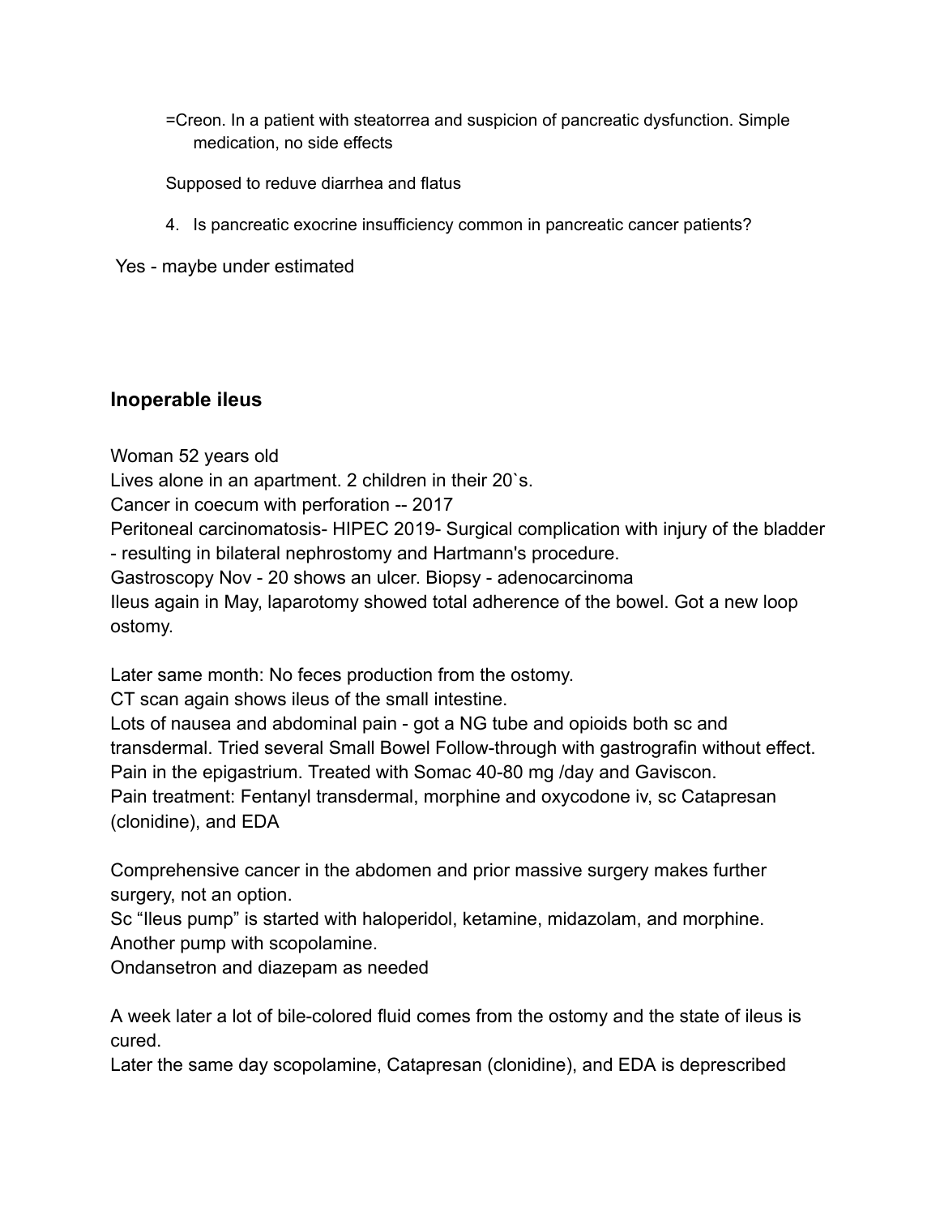=Creon. In a patient with steatorrea and suspicion of pancreatic dysfunction. Simple medication, no side effects

Supposed to reduve diarrhea and flatus

4. Is pancreatic exocrine insufficiency common in pancreatic cancer patients?

Yes - maybe under estimated

### Inoperable ileus

Woman 52 years old
Lives alone in an apartment. 2 children in their 20`s.
Cancer in coecum with perforation -- 2017
Peritoneal carcinomatosis- HIPEC 2019- Surgical complication with injury of the bladder - resulting in bilateral nephrostomy and Hartmann's procedure.
Gastroscopy Nov - 20 shows an ulcer. Biopsy - adenocarcinoma
Ileus again in May, laparotomy showed total adherence of the bowel. Got a new loop ostomy.

Later same month: No feces production from the ostomy.
CT scan again shows ileus of the small intestine.
Lots of nausea and abdominal pain - got a NG tube and opioids both sc and transdermal. Tried several Small Bowel Follow-through with gastrografin without effect.
Pain in the epigastrium. Treated with Somac 40-80 mg /day and Gaviscon.
Pain treatment: Fentanyl transdermal, morphine and oxycodone iv, sc Catapresan (clonidine), and EDA

Comprehensive cancer in the abdomen and prior massive surgery makes further surgery, not an option.
Sc "Ileus pump" is started with haloperidol, ketamine, midazolam, and morphine.
Another pump with scopolamine.
Ondansetron and diazepam as needed

A week later a lot of bile-colored fluid comes from the ostomy and the state of ileus is cured.
Later the same day scopolamine, Catapresan (clonidine), and EDA is deprescribed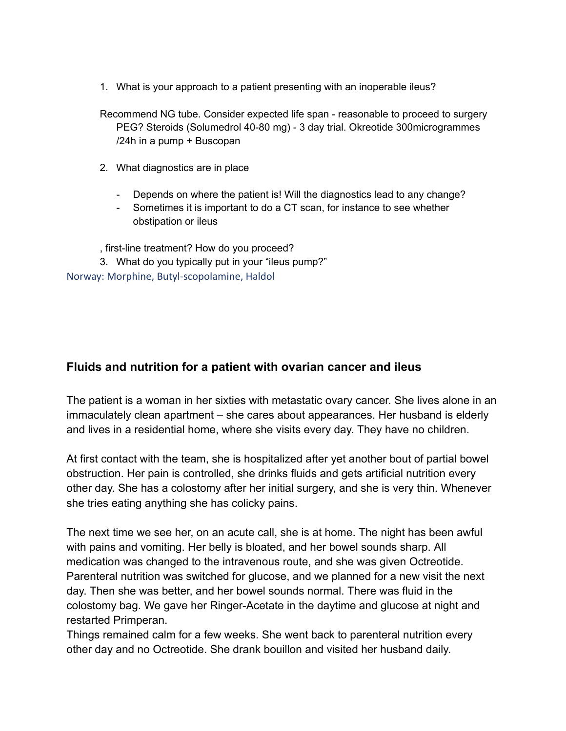1. What is your approach to a patient presenting with an inoperable ileus?

Recommend NG tube. Consider expected life span - reasonable to proceed to surgery PEG? Steroids (Solumedrol 40-80 mg) - 3 day trial. Okreotide 300microgrammes /24h in a pump + Buscopan

2. What diagnostics are in place

- Depends on where the patient is! Will the diagnostics lead to any change?
- Sometimes it is important to do a CT scan, for instance to see whether obstipation or ileus

, first-line treatment? How do you proceed?

3. What do you typically put in your "ileus pump?"

Norway: Morphine, Butyl-scopolamine, Haldol

## Fluids and nutrition for a patient with ovarian cancer and ileus

The patient is a woman in her sixties with metastatic ovary cancer. She lives alone in an immaculately clean apartment – she cares about appearances. Her husband is elderly and lives in a residential home, where she visits every day. They have no children.

At first contact with the team, she is hospitalized after yet another bout of partial bowel obstruction. Her pain is controlled, she drinks fluids and gets artificial nutrition every other day. She has a colostomy after her initial surgery, and she is very thin. Whenever she tries eating anything she has colicky pains.

The next time we see her, on an acute call, she is at home. The night has been awful with pains and vomiting. Her belly is bloated, and her bowel sounds sharp. All medication was changed to the intravenous route, and she was given Octreotide. Parenteral nutrition was switched for glucose, and we planned for a new visit the next day. Then she was better, and her bowel sounds normal. There was fluid in the colostomy bag. We gave her Ringer-Acetate in the daytime and glucose at night and restarted Primperan.
Things remained calm for a few weeks. She went back to parenteral nutrition every other day and no Octreotide. She drank bouillon and visited her husband daily.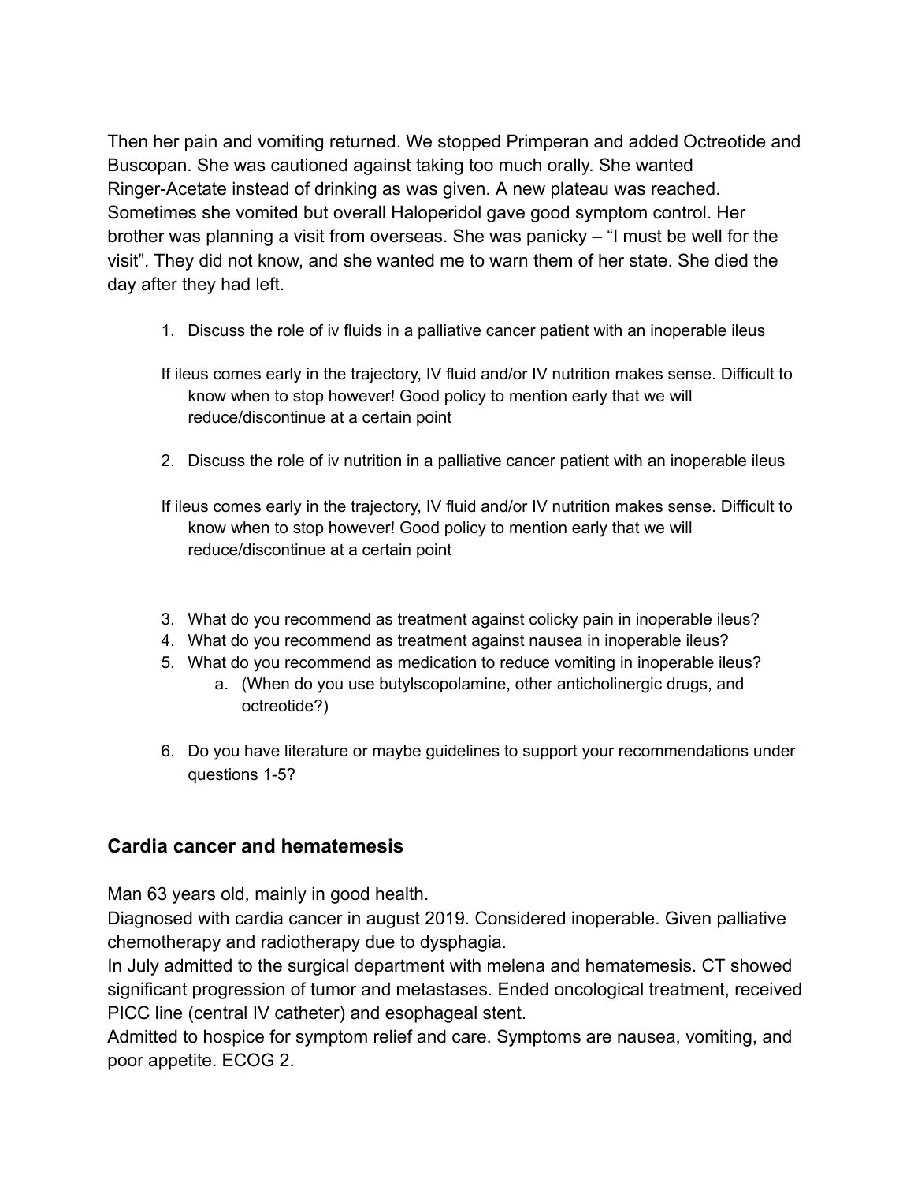Then her pain and vomiting returned. We stopped Primperan and added Octreotide and Buscopan. She was cautioned against taking too much orally. She wanted Ringer-Acetate instead of drinking as was given. A new plateau was reached. Sometimes she vomited but overall Haloperidol gave good symptom control. Her brother was planning a visit from overseas. She was panicky – "I must be well for the visit". They did not know, and she wanted me to warn them of her state. She died the day after they had left.

1. Discuss the role of iv fluids in a palliative cancer patient with an inoperable ileus

   If ileus comes early in the trajectory, IV fluid and/or IV nutrition makes sense. Difficult to know when to stop however! Good policy to mention early that we will reduce/discontinue at a certain point

2. Discuss the role of iv nutrition in a palliative cancer patient with an inoperable ileus

   If ileus comes early in the trajectory, IV fluid and/or IV nutrition makes sense. Difficult to know when to stop however! Good policy to mention early that we will reduce/discontinue at a certain point

3. What do you recommend as treatment against colicky pain in inoperable ileus?
4. What do you recommend as treatment against nausea in inoperable ileus?
5. What do you recommend as medication to reduce vomiting in inoperable ileus?
   a. (When do you use butylscopolamine, other anticholinergic drugs, and octreotide?)
6. Do you have literature or maybe guidelines to support your recommendations under questions 1-5?

## Cardia cancer and hematemesis

Man 63 years old, mainly in good health.
Diagnosed with cardia cancer in august 2019. Considered inoperable. Given palliative chemotherapy and radiotherapy due to dysphagia.
In July admitted to the surgical department with melena and hematemesis. CT showed significant progression of tumor and metastases. Ended oncological treatment, received PICC line (central IV catheter) and esophageal stent.
Admitted to hospice for symptom relief and care. Symptoms are nausea, vomiting, and poor appetite. ECOG 2.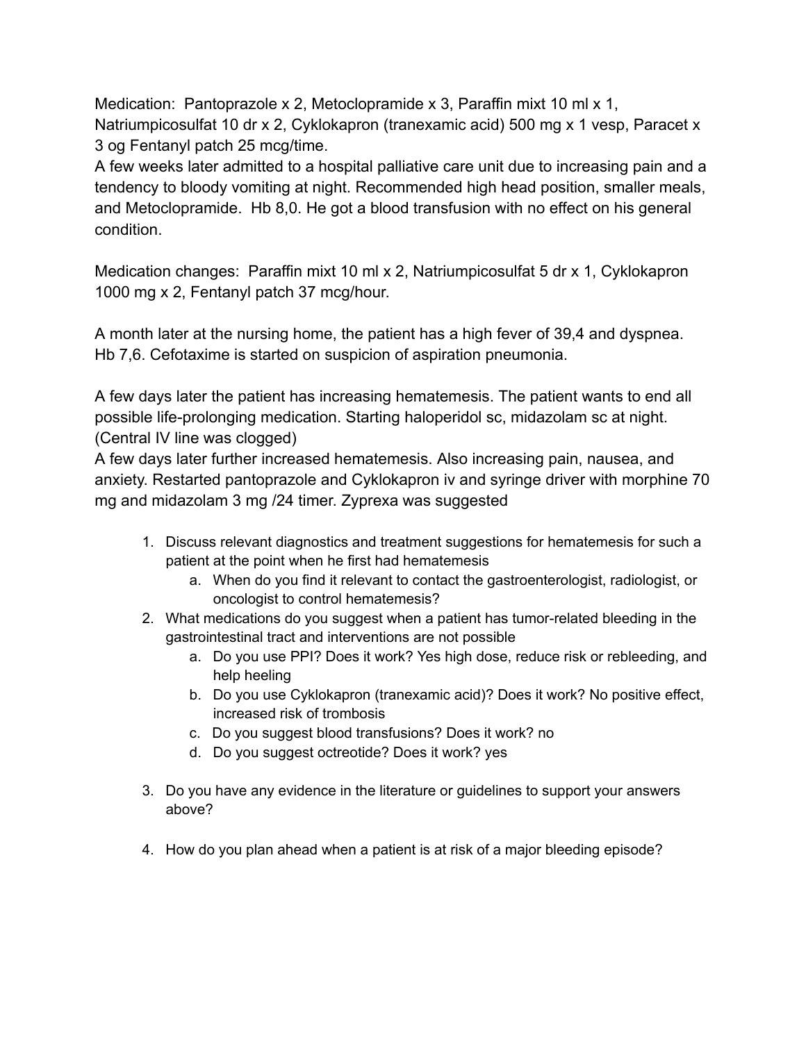Medication: Pantoprazole x 2, Metoclopramide x 3, Paraffin mixt 10 ml x 1, Natriumpicosulfat 10 dr x 2, Cyklokapron (tranexamic acid) 500 mg x 1 vesp, Paracet x 3 og Fentanyl patch 25 mcg/time.

A few weeks later admitted to a hospital palliative care unit due to increasing pain and a tendency to bloody vomiting at night. Recommended high head position, smaller meals, and Metoclopramide. Hb 8,0. He got a blood transfusion with no effect on his general condition.

Medication changes: Paraffin mixt 10 ml x 2, Natriumpicosulfat 5 dr x 1, Cyklokapron 1000 mg x 2, Fentanyl patch 37 mcg/hour.

A month later at the nursing home, the patient has a high fever of 39,4 and dyspnea. Hb 7,6. Cefotaxime is started on suspicion of aspiration pneumonia.

A few days later the patient has increasing hematemesis. The patient wants to end all possible life-prolonging medication. Starting haloperidol sc, midazolam sc at night. (Central IV line was clogged)

A few days later further increased hematemesis. Also increasing pain, nausea, and anxiety. Restarted pantoprazole and Cyklokapron iv and syringe driver with morphine 70 mg and midazolam 3 mg /24 timer. Zyprexa was suggested

1. Discuss relevant diagnostics and treatment suggestions for hematemesis for such a patient at the point when he first had hematemesis
    a. When do you find it relevant to contact the gastroenterologist, radiologist, or oncologist to control hematemesis?
2. What medications do you suggest when a patient has tumor-related bleeding in the gastrointestinal tract and interventions are not possible
    a. Do you use PPI? Does it work? Yes high dose, reduce risk or rebleeding, and help heeling
    b. Do you use Cyklokapron (tranexamic acid)? Does it work? No positive effect, increased risk of trombosis
    c. Do you suggest blood transfusions? Does it work? no
    d. Do you suggest octreotide? Does it work? yes
3. Do you have any evidence in the literature or guidelines to support your answers above?
4. How do you plan ahead when a patient is at risk of a major bleeding episode?